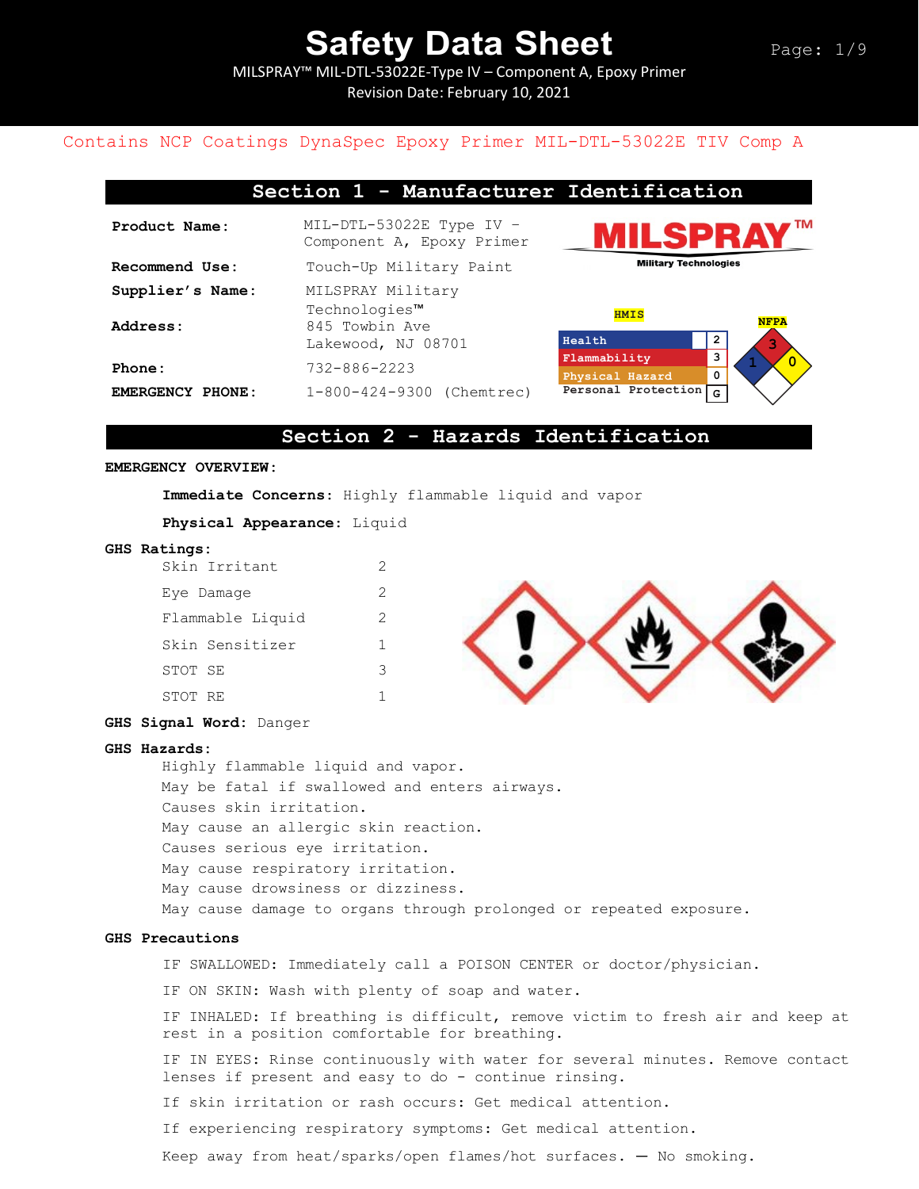# Safety Data Sheet

MILSPRAY™ MIL-DTL-53022E-Type IV – Component A, Epoxy Primer
Revision Date: February 10, 2021

Contains NCP Coatings DynaSpec Epoxy Primer MIL-DTL-53022E TIV Comp A

## Section 1 - Manufacturer Identification

| | |
|---|---|
| **Product Name:** | MIL-DTL-53022E Type IV – Component A, Epoxy Primer |
| **Recommend Use:** | Touch-Up Military Paint |
| **Supplier's Name:** | MILSPRAY Military Technologies™ |
| **Address:** | 845 Towbin Ave Lakewood, NJ 08701 |
| **Phone:** | 732-886-2223 |
| **EMERGENCY PHONE:** | 1-800-424-9300 (Chemtrec) |

MILSPRAY™ Military Technologies

**HMIS**

| | |
|---|---|
| Health | 2 |
| Flammability | 3 |
| Physical Hazard | 0 |
| Personal Protection | G |

**NFPA**: Flammability 3, Health 1, Instability 0

## Section 2 - Hazards Identification

**EMERGENCY OVERVIEW:**

**Immediate Concerns:** Highly flammable liquid and vapor

**Physical Appearance:** Liquid

**GHS Ratings:**

| | |
|---|---|
| Skin Irritant | 2 |
| Eye Damage | 2 |
| Flammable Liquid | 2 |
| Skin Sensitizer | 1 |
| STOT SE | 3 |
| STOT RE | 1 |

**GHS Signal Word:** Danger

**GHS Hazards:**

Highly flammable liquid and vapor.
May be fatal if swallowed and enters airways.
Causes skin irritation.
May cause an allergic skin reaction.
Causes serious eye irritation.
May cause respiratory irritation.
May cause drowsiness or dizziness.
May cause damage to organs through prolonged or repeated exposure.

**GHS Precautions**

IF SWALLOWED: Immediately call a POISON CENTER or doctor/physician.

IF ON SKIN: Wash with plenty of soap and water.

IF INHALED: If breathing is difficult, remove victim to fresh air and keep at rest in a position comfortable for breathing.

IF IN EYES: Rinse continuously with water for several minutes. Remove contact lenses if present and easy to do - continue rinsing.

If skin irritation or rash occurs: Get medical attention.

If experiencing respiratory symptoms: Get medical attention.

Keep away from heat/sparks/open flames/hot surfaces. — No smoking.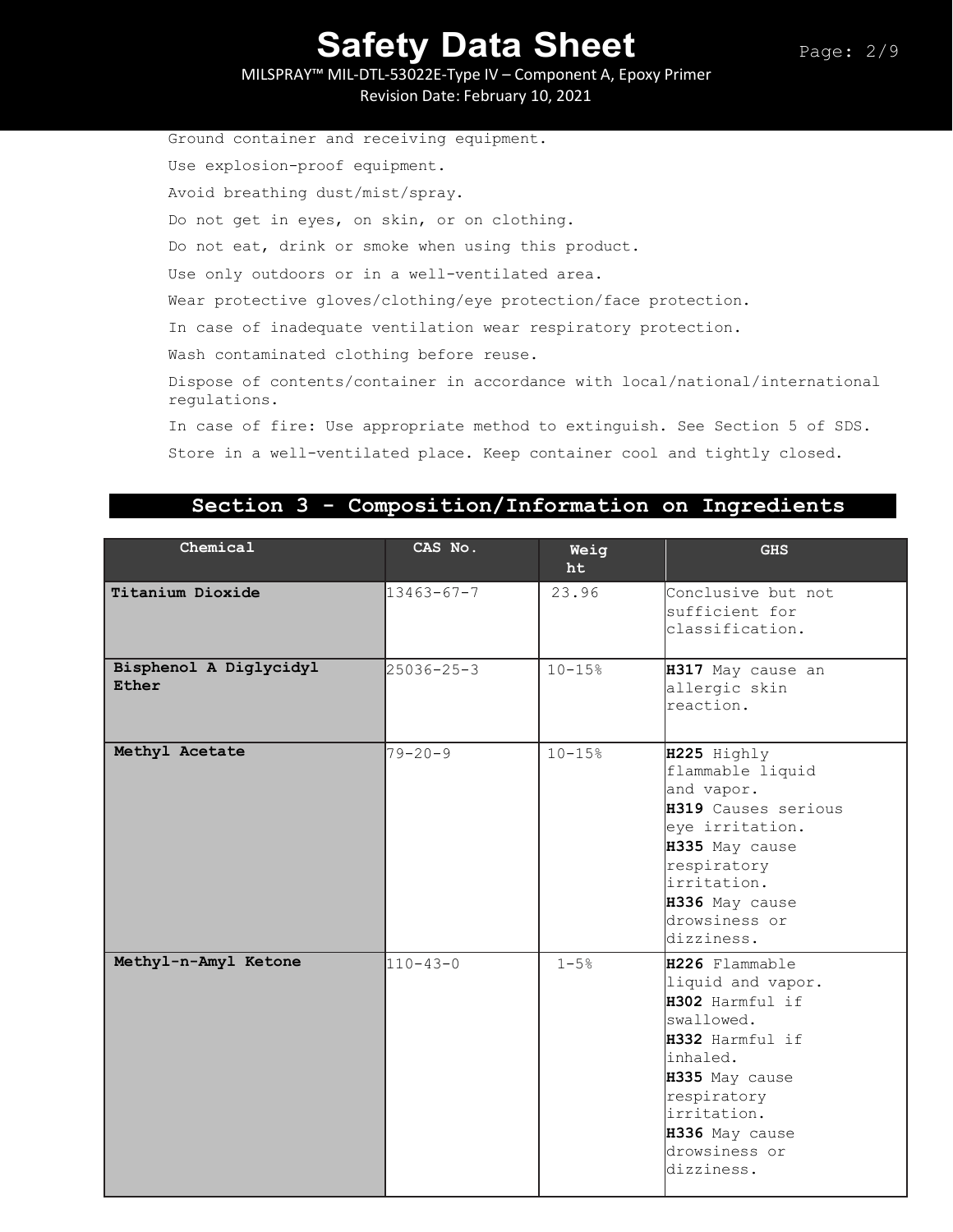Ground container and receiving equipment.

Use explosion-proof equipment.

Avoid breathing dust/mist/spray.

Do not get in eyes, on skin, or on clothing.

Do not eat, drink or smoke when using this product.

Use only outdoors or in a well-ventilated area.

Wear protective gloves/clothing/eye protection/face protection.

In case of inadequate ventilation wear respiratory protection.

Wash contaminated clothing before reuse.

Dispose of contents/container in accordance with local/national/international regulations.

In case of fire: Use appropriate method to extinguish. See Section 5 of SDS.

Store in a well-ventilated place. Keep container cool and tightly closed.

## Section 3 - Composition/Information on Ingredients

| Chemical | CAS No. | Weight | GHS |
|---|---|---|---|
| **Titanium Dioxide** | 13463-67-7 | 23.96 | Conclusive but not sufficient for classification. |
| **Bisphenol A Diglycidyl Ether** | 25036-25-3 | 10-15% | **H317** May cause an allergic skin reaction. |
| **Methyl Acetate** | 79-20-9 | 10-15% | **H225** Highly flammable liquid and vapor.<br>**H319** Causes serious eye irritation.<br>**H335** May cause respiratory irritation.<br>**H336** May cause drowsiness or dizziness. |
| **Methyl-n-Amyl Ketone** | 110-43-0 | 1-5% | **H226** Flammable liquid and vapor.<br>**H302** Harmful if swallowed.<br>**H332** Harmful if inhaled.<br>**H335** May cause respiratory irritation.<br>**H336** May cause drowsiness or dizziness. |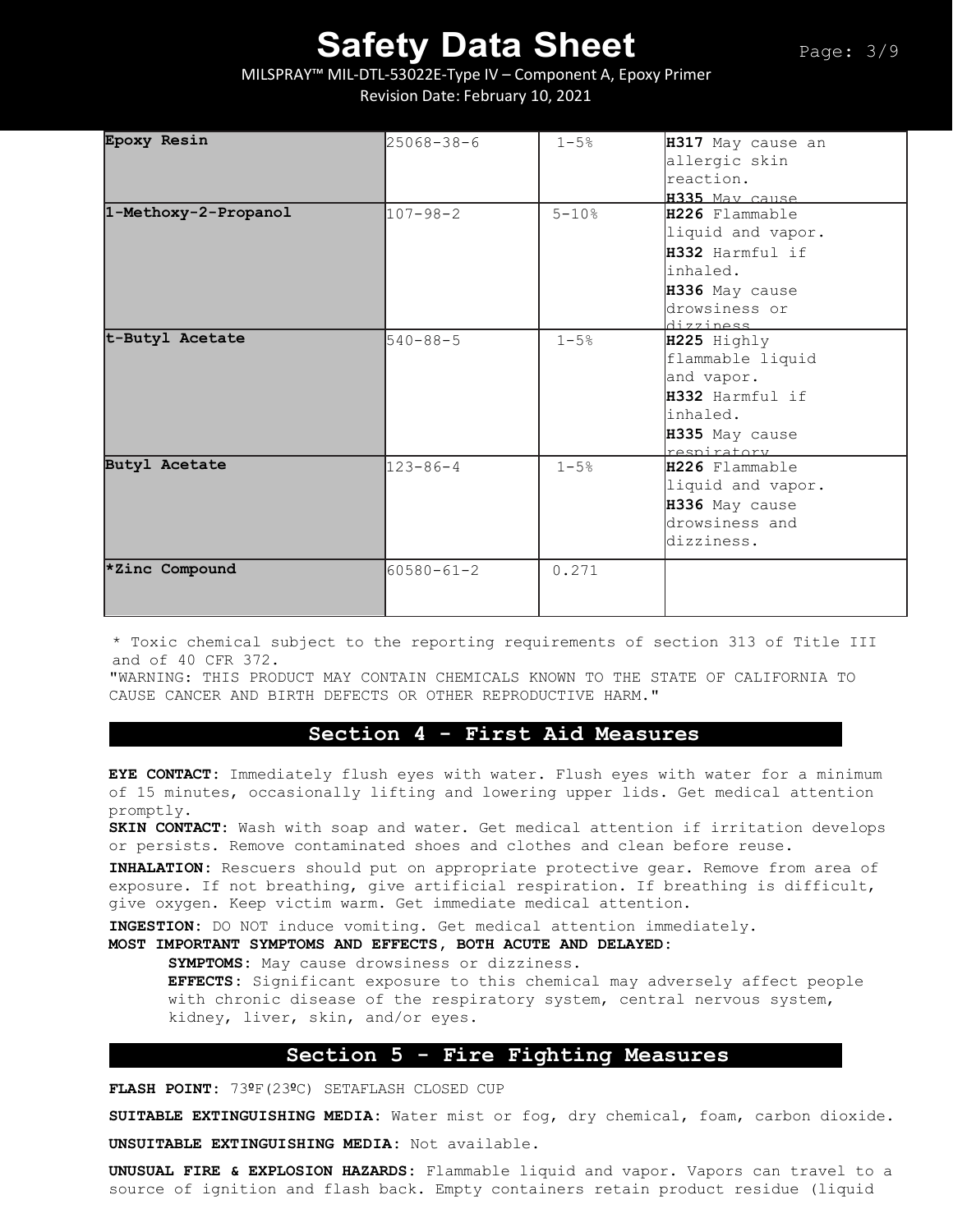| | | | |
|---|---|---|---|
| **Epoxy Resin** | 25068-38-6 | 1-5% | **H317** May cause an allergic skin reaction. **H335** May cause |
| **1-Methoxy-2-Propanol** | 107-98-2 | 5-10% | **H226** Flammable liquid and vapor. **H332** Harmful if inhaled. **H336** May cause drowsiness or dizziness |
| **t-Butyl Acetate** | 540-88-5 | 1-5% | **H225** Highly flammable liquid and vapor. **H332** Harmful if inhaled. **H335** May cause respiratory |
| **Butyl Acetate** | 123-86-4 | 1-5% | **H226** Flammable liquid and vapor. **H336** May cause drowsiness and dizziness. |
| ***Zinc Compound** | 60580-61-2 | 0.271 | |

* Toxic chemical subject to the reporting requirements of section 313 of Title III and of 40 CFR 372.

"WARNING: THIS PRODUCT MAY CONTAIN CHEMICALS KNOWN TO THE STATE OF CALIFORNIA TO CAUSE CANCER AND BIRTH DEFECTS OR OTHER REPRODUCTIVE HARM."

## Section 4 - First Aid Measures

**EYE CONTACT:** Immediately flush eyes with water. Flush eyes with water for a minimum of 15 minutes, occasionally lifting and lowering upper lids. Get medical attention promptly.

**SKIN CONTACT:** Wash with soap and water. Get medical attention if irritation develops or persists. Remove contaminated shoes and clothes and clean before reuse.

**INHALATION:** Rescuers should put on appropriate protective gear. Remove from area of exposure. If not breathing, give artificial respiration. If breathing is difficult, give oxygen. Keep victim warm. Get immediate medical attention.

**INGESTION:** DO NOT induce vomiting. Get medical attention immediately.

**MOST IMPORTANT SYMPTOMS AND EFFECTS, BOTH ACUTE AND DELAYED:**

**SYMPTOMS:** May cause drowsiness or dizziness.

**EFFECTS:** Significant exposure to this chemical may adversely affect people with chronic disease of the respiratory system, central nervous system, kidney, liver, skin, and/or eyes.

## Section 5 - Fire Fighting Measures

**FLASH POINT:** 73ºF(23ºC) SETAFLASH CLOSED CUP

**SUITABLE EXTINGUISHING MEDIA:** Water mist or fog, dry chemical, foam, carbon dioxide.

**UNSUITABLE EXTINGUISHING MEDIA:** Not available.

**UNUSUAL FIRE & EXPLOSION HAZARDS:** Flammable liquid and vapor. Vapors can travel to a source of ignition and flash back. Empty containers retain product residue (liquid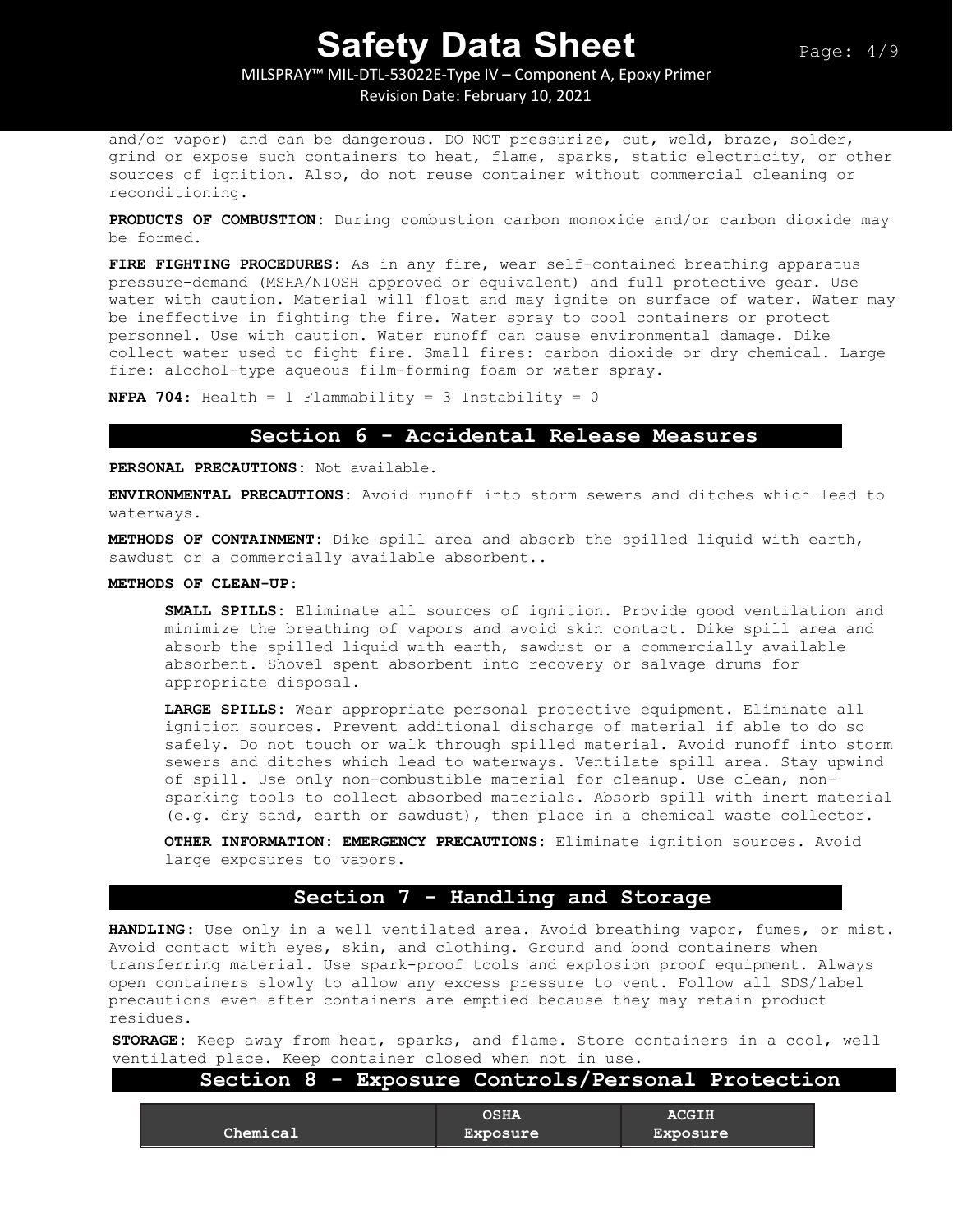and/or vapor) and can be dangerous. DO NOT pressurize, cut, weld, braze, solder, grind or expose such containers to heat, flame, sparks, static electricity, or other sources of ignition. Also, do not reuse container without commercial cleaning or reconditioning.

**PRODUCTS OF COMBUSTION:** During combustion carbon monoxide and/or carbon dioxide may be formed.

**FIRE FIGHTING PROCEDURES:** As in any fire, wear self-contained breathing apparatus pressure-demand (MSHA/NIOSH approved or equivalent) and full protective gear. Use water with caution. Material will float and may ignite on surface of water. Water may be ineffective in fighting the fire. Water spray to cool containers or protect personnel. Use with caution. Water runoff can cause environmental damage. Dike collect water used to fight fire. Small fires: carbon dioxide or dry chemical. Large fire: alcohol-type aqueous film-forming foam or water spray.

**NFPA 704:** Health = 1 Flammability = 3 Instability = 0

## Section 6 - Accidental Release Measures

**PERSONAL PRECAUTIONS:** Not available.

**ENVIRONMENTAL PRECAUTIONS:** Avoid runoff into storm sewers and ditches which lead to waterways.

**METHODS OF CONTAINMENT:** Dike spill area and absorb the spilled liquid with earth, sawdust or a commercially available absorbent..

**METHODS OF CLEAN-UP:**

**SMALL SPILLS:** Eliminate all sources of ignition. Provide good ventilation and minimize the breathing of vapors and avoid skin contact. Dike spill area and absorb the spilled liquid with earth, sawdust or a commercially available absorbent. Shovel spent absorbent into recovery or salvage drums for appropriate disposal.

**LARGE SPILLS:** Wear appropriate personal protective equipment. Eliminate all ignition sources. Prevent additional discharge of material if able to do so safely. Do not touch or walk through spilled material. Avoid runoff into storm sewers and ditches which lead to waterways. Ventilate spill area. Stay upwind of spill. Use only non-combustible material for cleanup. Use clean, non-sparking tools to collect absorbed materials. Absorb spill with inert material (e.g. dry sand, earth or sawdust), then place in a chemical waste collector.

**OTHER INFORMATION: EMERGENCY PRECAUTIONS:** Eliminate ignition sources. Avoid large exposures to vapors.

## Section 7 - Handling and Storage

**HANDLING:** Use only in a well ventilated area. Avoid breathing vapor, fumes, or mist. Avoid contact with eyes, skin, and clothing. Ground and bond containers when transferring material. Use spark-proof tools and explosion proof equipment. Always open containers slowly to allow any excess pressure to vent. Follow all SDS/label precautions even after containers are emptied because they may retain product residues.

**STORAGE:** Keep away from heat, sparks, and flame. Store containers in a cool, well ventilated place. Keep container closed when not in use.

## Section 8 - Exposure Controls/Personal Protection

| Chemical | OSHA Exposure | ACGIH Exposure |
|---|---|---|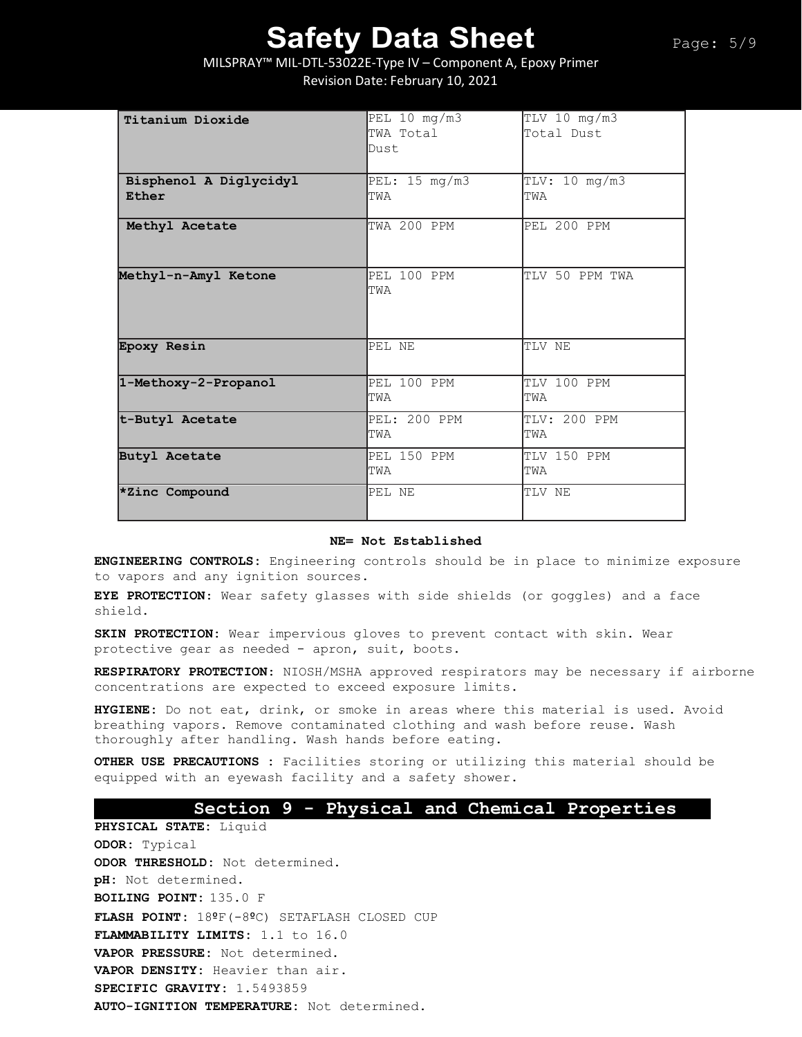| Titanium Dioxide | PEL 10 mg/m3 TWA Total Dust | TLV 10 mg/m3 Total Dust |
|---|---|---|
| Bisphenol A Diglycidyl Ether | PEL: 15 mg/m3 TWA | TLV: 10 mg/m3 TWA |
| Methyl Acetate | TWA 200 PPM | PEL 200 PPM |
| Methyl-n-Amyl Ketone | PEL 100 PPM TWA | TLV 50 PPM TWA |
| Epoxy Resin | PEL NE | TLV NE |
| 1-Methoxy-2-Propanol | PEL 100 PPM TWA | TLV 100 PPM TWA |
| t-Butyl Acetate | PEL: 200 PPM TWA | TLV: 200 PPM TWA |
| Butyl Acetate | PEL 150 PPM TWA | TLV 150 PPM TWA |
| *Zinc Compound | PEL NE | TLV NE |

**NE= Not Established**

**ENGINEERING CONTROLS:** Engineering controls should be in place to minimize exposure to vapors and any ignition sources.

**EYE PROTECTION:** Wear safety glasses with side shields (or goggles) and a face shield.

**SKIN PROTECTION:** Wear impervious gloves to prevent contact with skin. Wear protective gear as needed - apron, suit, boots.

**RESPIRATORY PROTECTION:** NIOSH/MSHA approved respirators may be necessary if airborne concentrations are expected to exceed exposure limits.

**HYGIENE:** Do not eat, drink, or smoke in areas where this material is used. Avoid breathing vapors. Remove contaminated clothing and wash before reuse. Wash thoroughly after handling. Wash hands before eating.

**OTHER USE PRECAUTIONS :** Facilities storing or utilizing this material should be equipped with an eyewash facility and a safety shower.

## Section 9 - Physical and Chemical Properties

**PHYSICAL STATE:** Liquid

**ODOR:** Typical

**ODOR THRESHOLD:** Not determined.

**pH:** Not determined.

**BOILING POINT:** 135.0 F

**FLASH POINT:** 18ºF(-8ºC) SETAFLASH CLOSED CUP

**FLAMMABILITY LIMITS:** 1.1 to 16.0

**VAPOR PRESSURE:** Not determined.

**VAPOR DENSITY:** Heavier than air.

**SPECIFIC GRAVITY:** 1.5493859

**AUTO-IGNITION TEMPERATURE:** Not determined.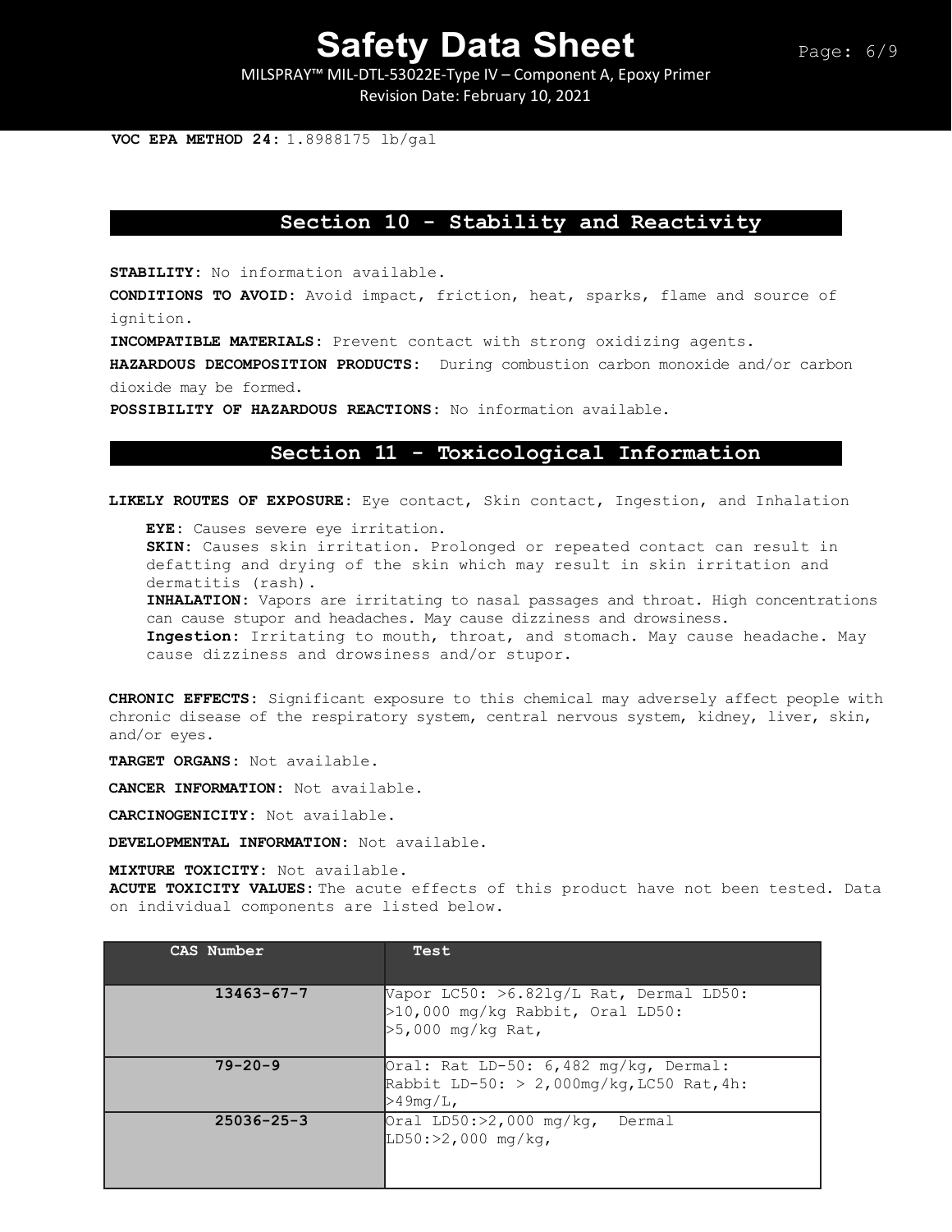**VOC EPA METHOD 24:** 1.8988175 lb/gal

## Section 10 - Stability and Reactivity

**STABILITY:** No information available.

**CONDITIONS TO AVOID:** Avoid impact, friction, heat, sparks, flame and source of ignition.

**INCOMPATIBLE MATERIALS:** Prevent contact with strong oxidizing agents.

**HAZARDOUS DECOMPOSITION PRODUCTS:** During combustion carbon monoxide and/or carbon dioxide may be formed.

**POSSIBILITY OF HAZARDOUS REACTIONS:** No information available.

## Section 11 - Toxicological Information

**LIKELY ROUTES OF EXPOSURE:** Eye contact, Skin contact, Ingestion, and Inhalation

**EYE:** Causes severe eye irritation.
**SKIN:** Causes skin irritation. Prolonged or repeated contact can result in defatting and drying of the skin which may result in skin irritation and dermatitis (rash).
**INHALATION:** Vapors are irritating to nasal passages and throat. High concentrations can cause stupor and headaches. May cause dizziness and drowsiness.
**Ingestion:** Irritating to mouth, throat, and stomach. May cause headache. May cause dizziness and drowsiness and/or stupor.

**CHRONIC EFFECTS:** Significant exposure to this chemical may adversely affect people with chronic disease of the respiratory system, central nervous system, kidney, liver, skin, and/or eyes.

**TARGET ORGANS:** Not available.

**CANCER INFORMATION:** Not available.

**CARCINOGENICITY:** Not available.

**DEVELOPMENTAL INFORMATION:** Not available.

**MIXTURE TOXICITY:** Not available.

**ACUTE TOXICITY VALUES:** The acute effects of this product have not been tested. Data on individual components are listed below.

| CAS Number | Test |
|---|---|
| 13463-67-7 | Vapor LC50: >6.821g/L Rat, Dermal LD50: >10,000 mg/kg Rabbit, Oral LD50: >5,000 mg/kg Rat, |
| 79-20-9 | Oral: Rat LD-50: 6,482 mg/kg, Dermal: Rabbit LD-50: > 2,000mg/kg,LC50 Rat,4h: >49mg/L, |
| 25036-25-3 | Oral LD50:>2,000 mg/kg, Dermal LD50:>2,000 mg/kg, |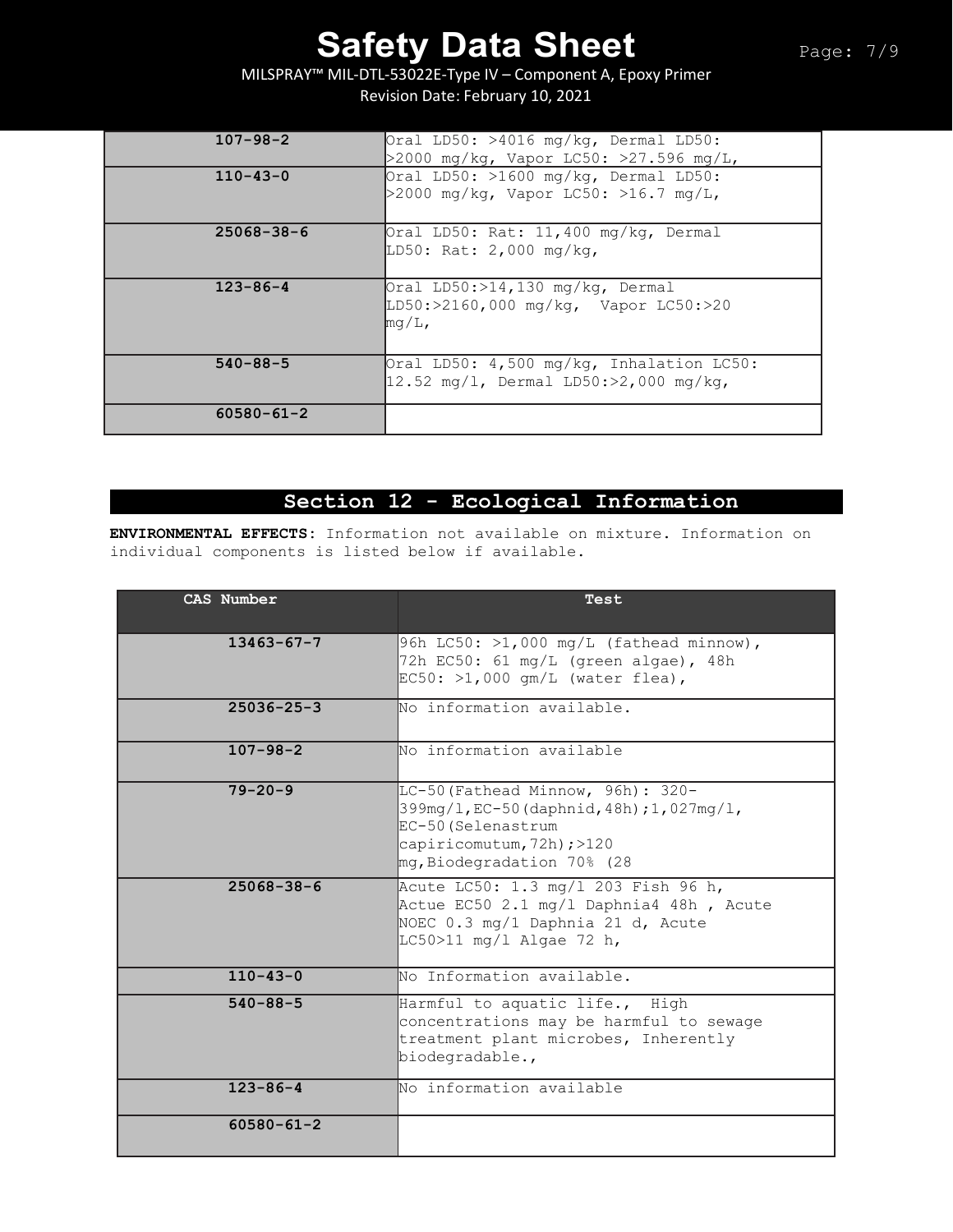| | |
|---|---|
| 107-98-2 | Oral LD50: >4016 mg/kg, Dermal LD50: >2000 mg/kg, Vapor LC50: >27.596 mg/L, |
| 110-43-0 | Oral LD50: >1600 mg/kg, Dermal LD50: >2000 mg/kg, Vapor LC50: >16.7 mg/L, |
| 25068-38-6 | Oral LD50: Rat: 11,400 mg/kg, Dermal LD50: Rat: 2,000 mg/kg, |
| 123-86-4 | Oral LD50:>14,130 mg/kg, Dermal LD50:>2160,000 mg/kg, Vapor LC50:>20 mg/L, |
| 540-88-5 | Oral LD50: 4,500 mg/kg, Inhalation LC50: 12.52 mg/l, Dermal LD50:>2,000 mg/kg, |
| 60580-61-2 | |

## Section 12 - Ecological Information

**ENVIRONMENTAL EFFECTS:** Information not available on mixture. Information on individual components is listed below if available.

| CAS Number | Test |
|---|---|
| 13463-67-7 | 96h LC50: >1,000 mg/L (fathead minnow), 72h EC50: 61 mg/L (green algae), 48h EC50: >1,000 gm/L (water flea), |
| 25036-25-3 | No information available. |
| 107-98-2 | No information available |
| 79-20-9 | LC-50(Fathead Minnow, 96h): 320-399mg/l,EC-50(daphnid,48h);1,027mg/l, EC-50(Selenastrum capiricomutum,72h);>120 mg,Biodegradation 70% (28 |
| 25068-38-6 | Acute LC50: 1.3 mg/l 203 Fish 96 h, Actue EC50 2.1 mg/l Daphnia4 48h , Acute NOEC 0.3 mg/l Daphnia 21 d, Acute LC50>11 mg/l Algae 72 h, |
| 110-43-0 | No Information available. |
| 540-88-5 | Harmful to aquatic life., High concentrations may be harmful to sewage treatment plant microbes, Inherently biodegradable., |
| 123-86-4 | No information available |
| 60580-61-2 | |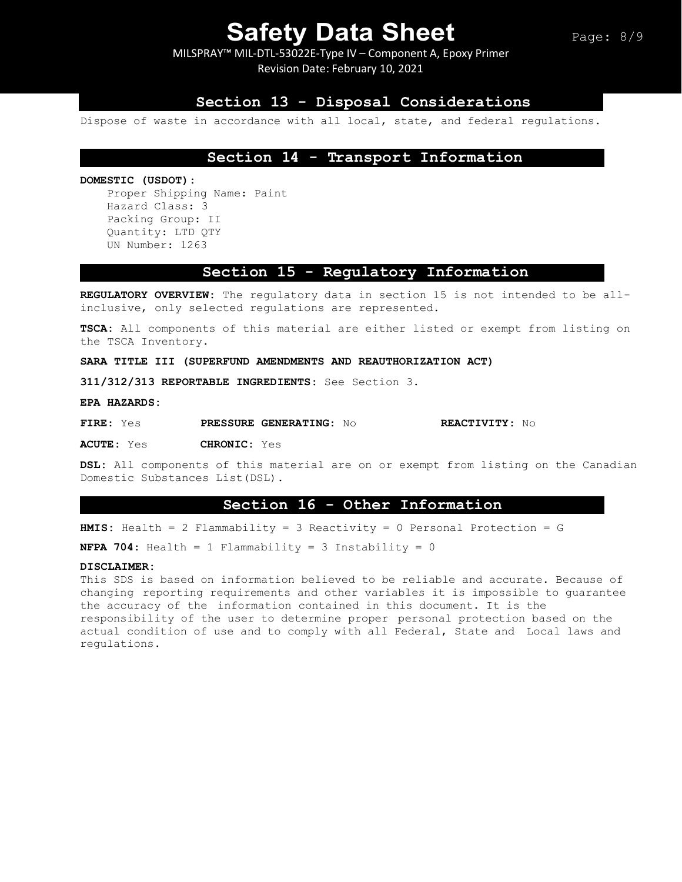## Section 13 - Disposal Considerations

Dispose of waste in accordance with all local, state, and federal regulations.

## Section 14 - Transport Information

**DOMESTIC (USDOT):**

Proper Shipping Name: Paint
Hazard Class: 3
Packing Group: II
Quantity: LTD QTY
UN Number: 1263

## Section 15 - Regulatory Information

**REGULATORY OVERVIEW:** The regulatory data in section 15 is not intended to be all-inclusive, only selected regulations are represented.

**TSCA:** All components of this material are either listed or exempt from listing on the TSCA Inventory.

**SARA TITLE III (SUPERFUND AMENDMENTS AND REAUTHORIZATION ACT)**

**311/312/313 REPORTABLE INGREDIENTS:** See Section 3.

**EPA HAZARDS:**

**FIRE:** Yes **PRESSURE GENERATING:** No **REACTIVITY:** No

**ACUTE:** Yes **CHRONIC:** Yes

**DSL:** All components of this material are on or exempt from listing on the Canadian Domestic Substances List(DSL).

## Section 16 - Other Information

**HMIS:** Health = 2 Flammability = 3 Reactivity = 0 Personal Protection = G

**NFPA 704:** Health = 1 Flammability = 3 Instability = 0

**DISCLAIMER:**

This SDS is based on information believed to be reliable and accurate. Because of changing reporting requirements and other variables it is impossible to guarantee the accuracy of the information contained in this document. It is the responsibility of the user to determine proper personal protection based on the actual condition of use and to comply with all Federal, State and Local laws and regulations.